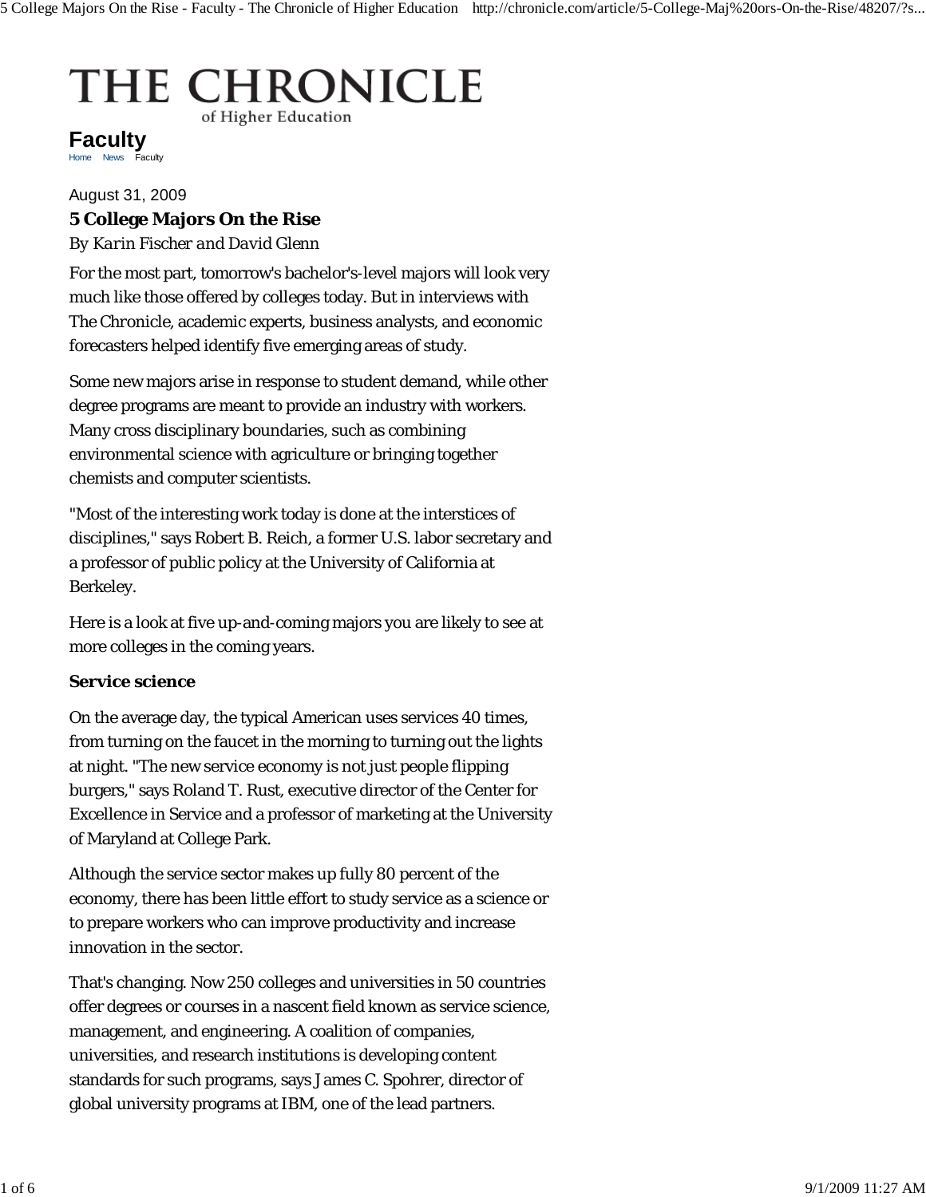# THE CHRONICLE
of Higher Education

## Faculty

Home News Faculty

August 31, 2009

### 5 College Majors On the Rise

*By Karin Fischer and David Glenn*

For the most part, tomorrow's bachelor's-level majors will look very much like those offered by colleges today. But in interviews with The Chronicle, academic experts, business analysts, and economic forecasters helped identify five emerging areas of study.

Some new majors arise in response to student demand, while other degree programs are meant to provide an industry with workers. Many cross disciplinary boundaries, such as combining environmental science with agriculture or bringing together chemists and computer scientists.

"Most of the interesting work today is done at the interstices of disciplines," says Robert B. Reich, a former U.S. labor secretary and a professor of public policy at the University of California at Berkeley.

Here is a look at five up-and-coming majors you are likely to see at more colleges in the coming years.

**Service science**

On the average day, the typical American uses services 40 times, from turning on the faucet in the morning to turning out the lights at night. "The new service economy is not just people flipping burgers," says Roland T. Rust, executive director of the Center for Excellence in Service and a professor of marketing at the University of Maryland at College Park.

Although the service sector makes up fully 80 percent of the economy, there has been little effort to study service as a science or to prepare workers who can improve productivity and increase innovation in the sector.

That's changing. Now 250 colleges and universities in 50 countries offer degrees or courses in a nascent field known as service science, management, and engineering. A coalition of companies, universities, and research institutions is developing content standards for such programs, says James C. Spohrer, director of global university programs at IBM, one of the lead partners.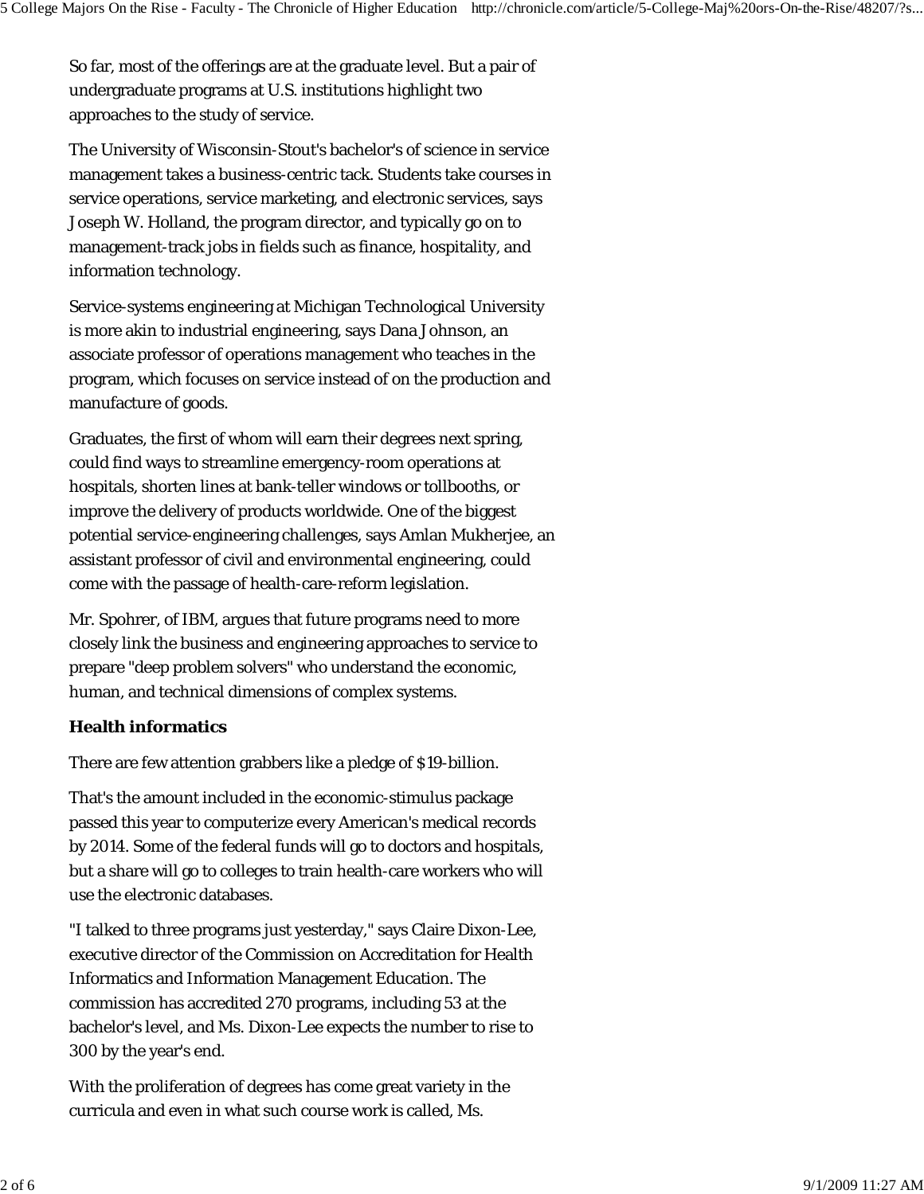So far, most of the offerings are at the graduate level. But a pair of undergraduate programs at U.S. institutions highlight two approaches to the study of service.

The University of Wisconsin-Stout's bachelor's of science in service management takes a business-centric tack. Students take courses in service operations, service marketing, and electronic services, says Joseph W. Holland, the program director, and typically go on to management-track jobs in fields such as finance, hospitality, and information technology.

Service-systems engineering at Michigan Technological University is more akin to industrial engineering, says Dana Johnson, an associate professor of operations management who teaches in the program, which focuses on service instead of on the production and manufacture of goods.

Graduates, the first of whom will earn their degrees next spring, could find ways to streamline emergency-room operations at hospitals, shorten lines at bank-teller windows or tollbooths, or improve the delivery of products worldwide. One of the biggest potential service-engineering challenges, says Amlan Mukherjee, an assistant professor of civil and environmental engineering, could come with the passage of health-care-reform legislation.

Mr. Spohrer, of IBM, argues that future programs need to more closely link the business and engineering approaches to service to prepare "deep problem solvers" who understand the economic, human, and technical dimensions of complex systems.

**Health informatics**

There are few attention grabbers like a pledge of $19-billion.

That's the amount included in the economic-stimulus package passed this year to computerize every American's medical records by 2014. Some of the federal funds will go to doctors and hospitals, but a share will go to colleges to train health-care workers who will use the electronic databases.

"I talked to three programs just yesterday," says Claire Dixon-Lee, executive director of the Commission on Accreditation for Health Informatics and Information Management Education. The commission has accredited 270 programs, including 53 at the bachelor's level, and Ms. Dixon-Lee expects the number to rise to 300 by the year's end.

With the proliferation of degrees has come great variety in the curricula and even in what such course work is called, Ms.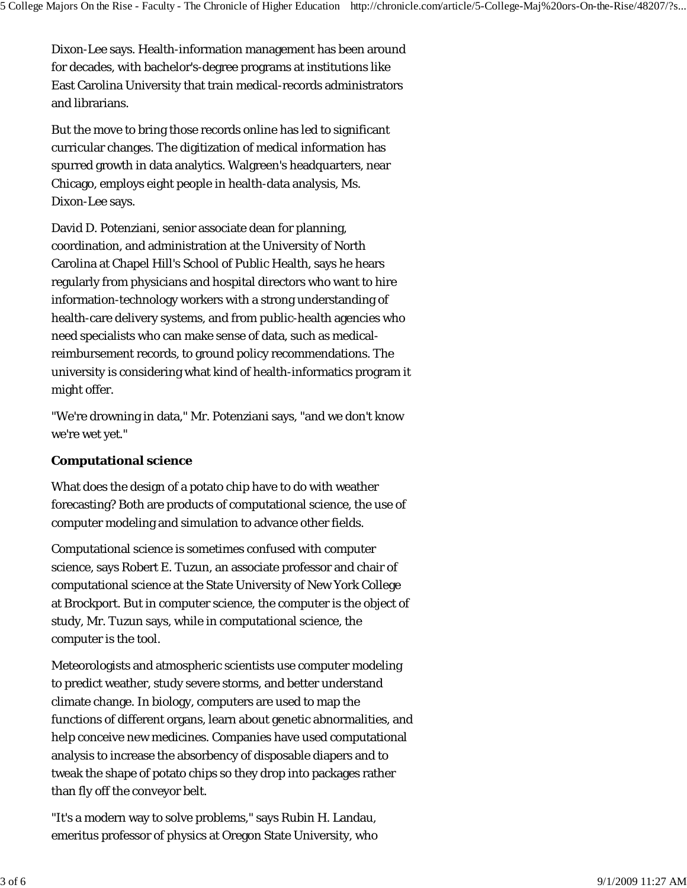Dixon-Lee says. Health-information management has been around for decades, with bachelor's-degree programs at institutions like East Carolina University that train medical-records administrators and librarians.

But the move to bring those records online has led to significant curricular changes. The digitization of medical information has spurred growth in data analytics. Walgreen's headquarters, near Chicago, employs eight people in health-data analysis, Ms. Dixon-Lee says.

David D. Potenziani, senior associate dean for planning, coordination, and administration at the University of North Carolina at Chapel Hill's School of Public Health, says he hears regularly from physicians and hospital directors who want to hire information-technology workers with a strong understanding of health-care delivery systems, and from public-health agencies who need specialists who can make sense of data, such as medical-reimbursement records, to ground policy recommendations. The university is considering what kind of health-informatics program it might offer.

"We're drowning in data," Mr. Potenziani says, "and we don't know we're wet yet."

**Computational science**

What does the design of a potato chip have to do with weather forecasting? Both are products of computational science, the use of computer modeling and simulation to advance other fields.

Computational science is sometimes confused with computer science, says Robert E. Tuzun, an associate professor and chair of computational science at the State University of New York College at Brockport. But in computer science, the computer is the object of study, Mr. Tuzun says, while in computational science, the computer is the tool.

Meteorologists and atmospheric scientists use computer modeling to predict weather, study severe storms, and better understand climate change. In biology, computers are used to map the functions of different organs, learn about genetic abnormalities, and help conceive new medicines. Companies have used computational analysis to increase the absorbency of disposable diapers and to tweak the shape of potato chips so they drop into packages rather than fly off the conveyor belt.

"It's a modern way to solve problems," says Rubin H. Landau, emeritus professor of physics at Oregon State University, who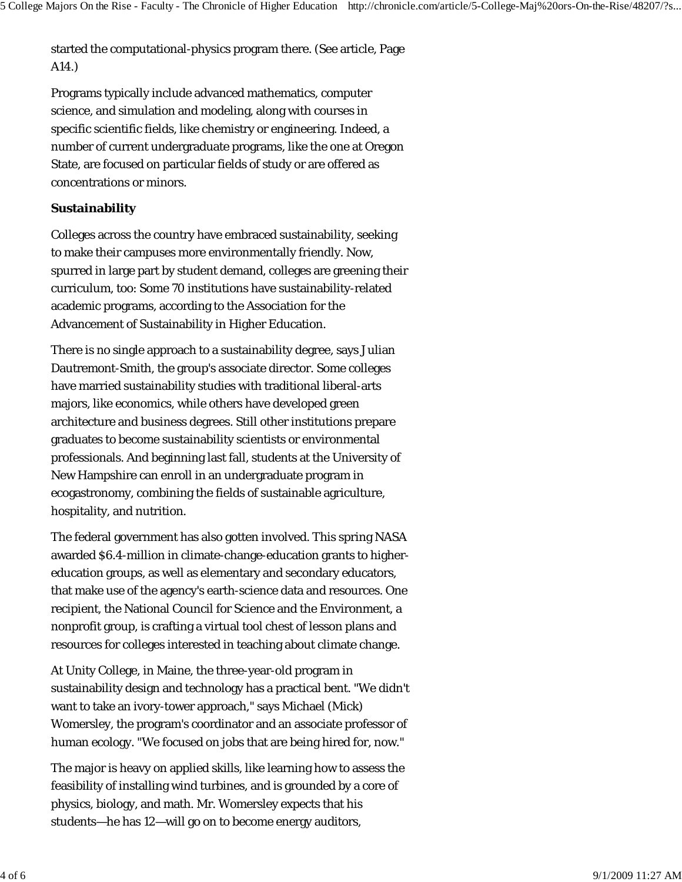started the computational-physics program there. (See article, Page A14.)

Programs typically include advanced mathematics, computer science, and simulation and modeling, along with courses in specific scientific fields, like chemistry or engineering. Indeed, a number of current undergraduate programs, like the one at Oregon State, are focused on particular fields of study or are offered as concentrations or minors.

**Sustainability**

Colleges across the country have embraced sustainability, seeking to make their campuses more environmentally friendly. Now, spurred in large part by student demand, colleges are greening their curriculum, too: Some 70 institutions have sustainability-related academic programs, according to the Association for the Advancement of Sustainability in Higher Education.

There is no single approach to a sustainability degree, says Julian Dautremont-Smith, the group's associate director. Some colleges have married sustainability studies with traditional liberal-arts majors, like economics, while others have developed green architecture and business degrees. Still other institutions prepare graduates to become sustainability scientists or environmental professionals. And beginning last fall, students at the University of New Hampshire can enroll in an undergraduate program in ecogastronomy, combining the fields of sustainable agriculture, hospitality, and nutrition.

The federal government has also gotten involved. This spring NASA awarded $6.4-million in climate-change-education grants to higher-education groups, as well as elementary and secondary educators, that make use of the agency's earth-science data and resources. One recipient, the National Council for Science and the Environment, a nonprofit group, is crafting a virtual tool chest of lesson plans and resources for colleges interested in teaching about climate change.

At Unity College, in Maine, the three-year-old program in sustainability design and technology has a practical bent. "We didn't want to take an ivory-tower approach," says Michael (Mick) Womersley, the program's coordinator and an associate professor of human ecology. "We focused on jobs that are being hired for, now."

The major is heavy on applied skills, like learning how to assess the feasibility of installing wind turbines, and is grounded by a core of physics, biology, and math. Mr. Womersley expects that his students—he has 12—will go on to become energy auditors,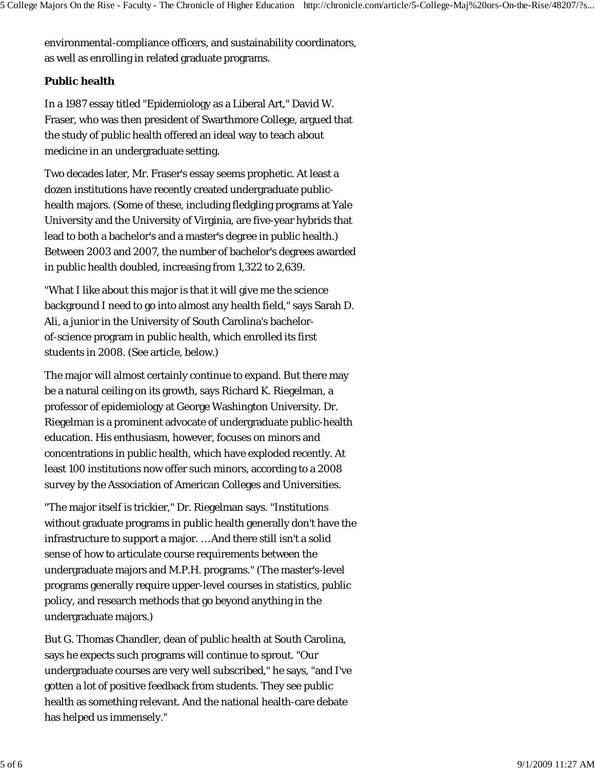environmental-compliance officers, and sustainability coordinators, as well as enrolling in related graduate programs.

**Public health**

In a 1987 essay titled "Epidemiology as a Liberal Art," David W. Fraser, who was then president of Swarthmore College, argued that the study of public health offered an ideal way to teach about medicine in an undergraduate setting.

Two decades later, Mr. Fraser's essay seems prophetic. At least a dozen institutions have recently created undergraduate public-health majors. (Some of these, including fledgling programs at Yale University and the University of Virginia, are five-year hybrids that lead to both a bachelor's and a master's degree in public health.) Between 2003 and 2007, the number of bachelor's degrees awarded in public health doubled, increasing from 1,322 to 2,639.

"What I like about this major is that it will give me the science background I need to go into almost any health field," says Sarah D. Ali, a junior in the University of South Carolina's bachelor-of-science program in public health, which enrolled its first students in 2008. (See article, below.)

The major will almost certainly continue to expand. But there may be a natural ceiling on its growth, says Richard K. Riegelman, a professor of epidemiology at George Washington University. Dr. Riegelman is a prominent advocate of undergraduate public-health education. His enthusiasm, however, focuses on minors and concentrations in public health, which have exploded recently. At least 100 institutions now offer such minors, according to a 2008 survey by the Association of American Colleges and Universities.

"The major itself is trickier," Dr. Riegelman says. "Institutions without graduate programs in public health generally don't have the infrastructure to support a major. …And there still isn't a solid sense of how to articulate course requirements between the undergraduate majors and M.P.H. programs." (The master's-level programs generally require upper-level courses in statistics, public policy, and research methods that go beyond anything in the undergraduate majors.)

But G. Thomas Chandler, dean of public health at South Carolina, says he expects such programs will continue to sprout. "Our undergraduate courses are very well subscribed," he says, "and I've gotten a lot of positive feedback from students. They see public health as something relevant. And the national health-care debate has helped us immensely."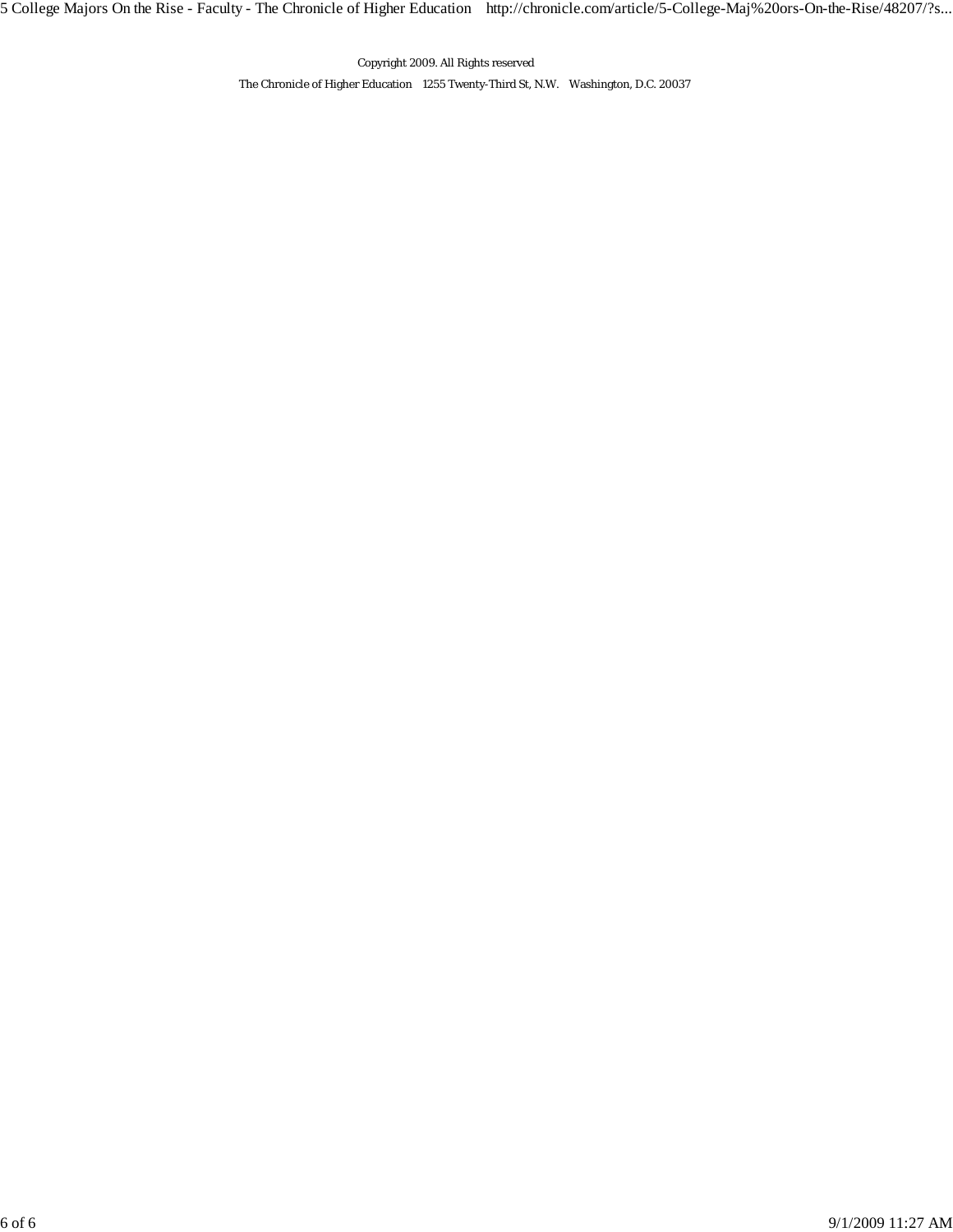Copyright 2009. All Rights reserved

The Chronicle of Higher Education 1255 Twenty-Third St, N.W. Washington, D.C. 20037